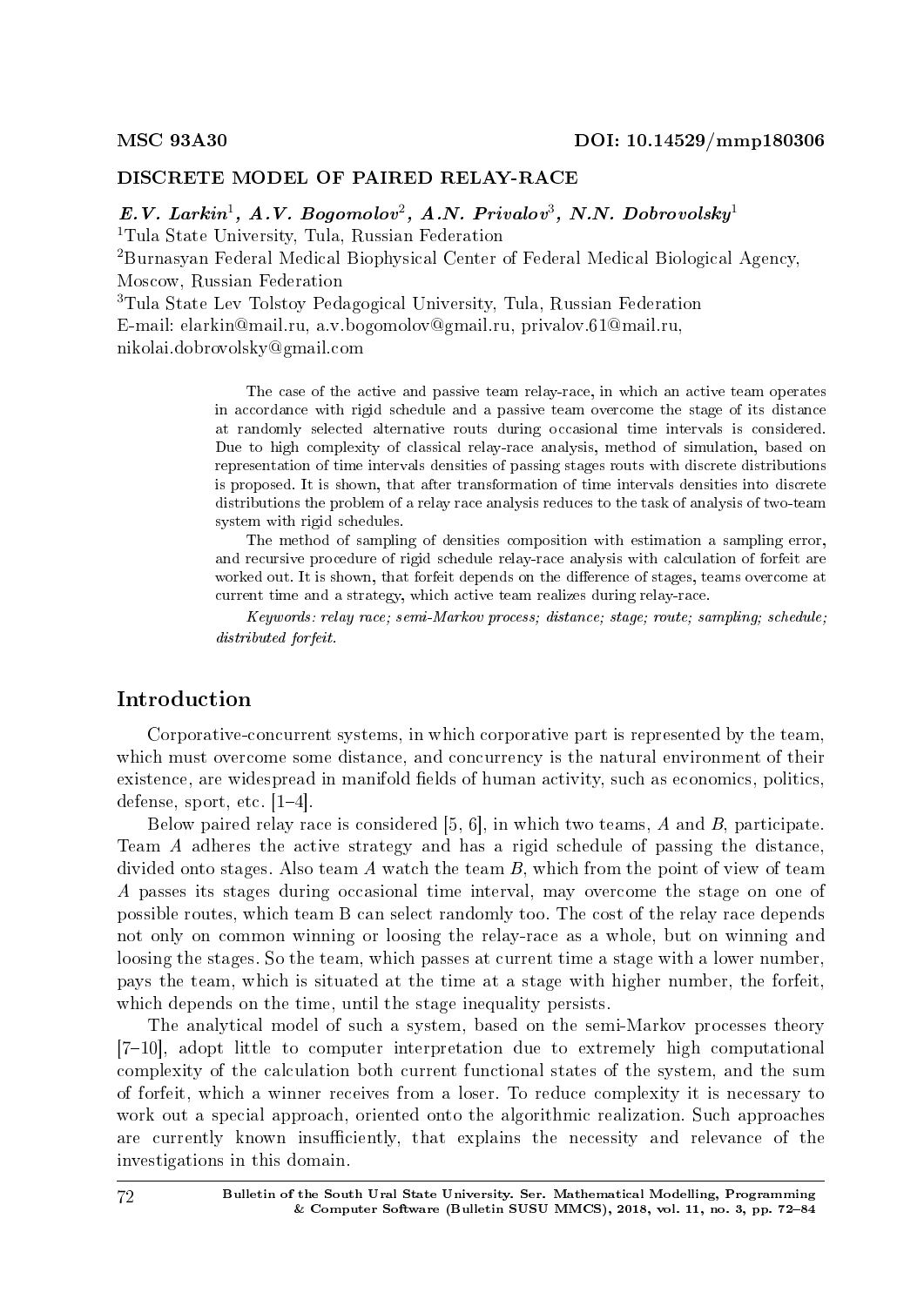MSC 93A30

DOI: 10.14529/mmp180306

# DISCRETE MODEL OF PAIRED RELAY-RACE

***E.V. Larkin*[1], *A.V. Bogomolov*[2], *A.N. Privalov*[3], *N.N. Dobrovolsky*[1]**

[1]Tula State University, Tula, Russian Federation

[2]Burnasyan Federal Medical Biophysical Center of Federal Medical Biological Agency, Moscow, Russian Federation

[3]Tula State Lev Tolstoy Pedagogical University, Tula, Russian Federation

E-mail: elarkin@mail.ru, a.v.bogomolov@gmail.ru, privalov.61@mail.ru, nikolai.dobrovolsky@gmail.com

The case of the active and passive team relay-race, in which an active team operates in accordance with rigid schedule and a passive team overcome the stage of its distance at randomly selected alternative routs during occasional time intervals is considered. Due to high complexity of classical relay-race analysis, method of simulation, based on representation of time intervals densities of passing stages routs with discrete distributions is proposed. It is shown, that after transformation of time intervals densities into discrete distributions the problem of a relay race analysis reduces to the task of analysis of two-team system with rigid schedules.

The method of sampling of densities composition with estimation a sampling error, and recursive procedure of rigid schedule relay-race analysis with calculation of forfeit are worked out. It is shown, that forfeit depends on the difference of stages, teams overcome at current time and a strategy, which active team realizes during relay-race.

*Keywords: relay race; semi-Markov process; distance; stage; route; sampling; schedule; distributed forfeit.*

## Introduction

Corporative-concurrent systems, in which corporative part is represented by the team, which must overcome some distance, and concurrency is the natural environment of their existence, are widespread in manifold fields of human activity, such as economics, politics, defense, sport, etc. [1–4].

Below paired relay race is considered [5, 6], in which two teams, $A$ and $B$, participate. Team $A$ adheres the active strategy and has a rigid schedule of passing the distance, divided onto stages. Also team $A$ watch the team $B$, which from the point of view of team $A$ passes its stages during occasional time interval, may overcome the stage on one of possible routes, which team B can select randomly too. The cost of the relay race depends not only on common winning or loosing the relay-race as a whole, but on winning and loosing the stages. So the team, which passes at current time a stage with a lower number, pays the team, which is situated at the time at a stage with higher number, the forfeit, which depends on the time, until the stage inequality persists.

The analytical model of such a system, based on the semi-Markov processes theory [7–10], adopt little to computer interpretation due to extremely high computational complexity of the calculation both current functional states of the system, and the sum of forfeit, which a winner receives from a loser. To reduce complexity it is necessary to work out a special approach, oriented onto the algorithmic realization. Such approaches are currently known insufficiently, that explains the necessity and relevance of the investigations in this domain.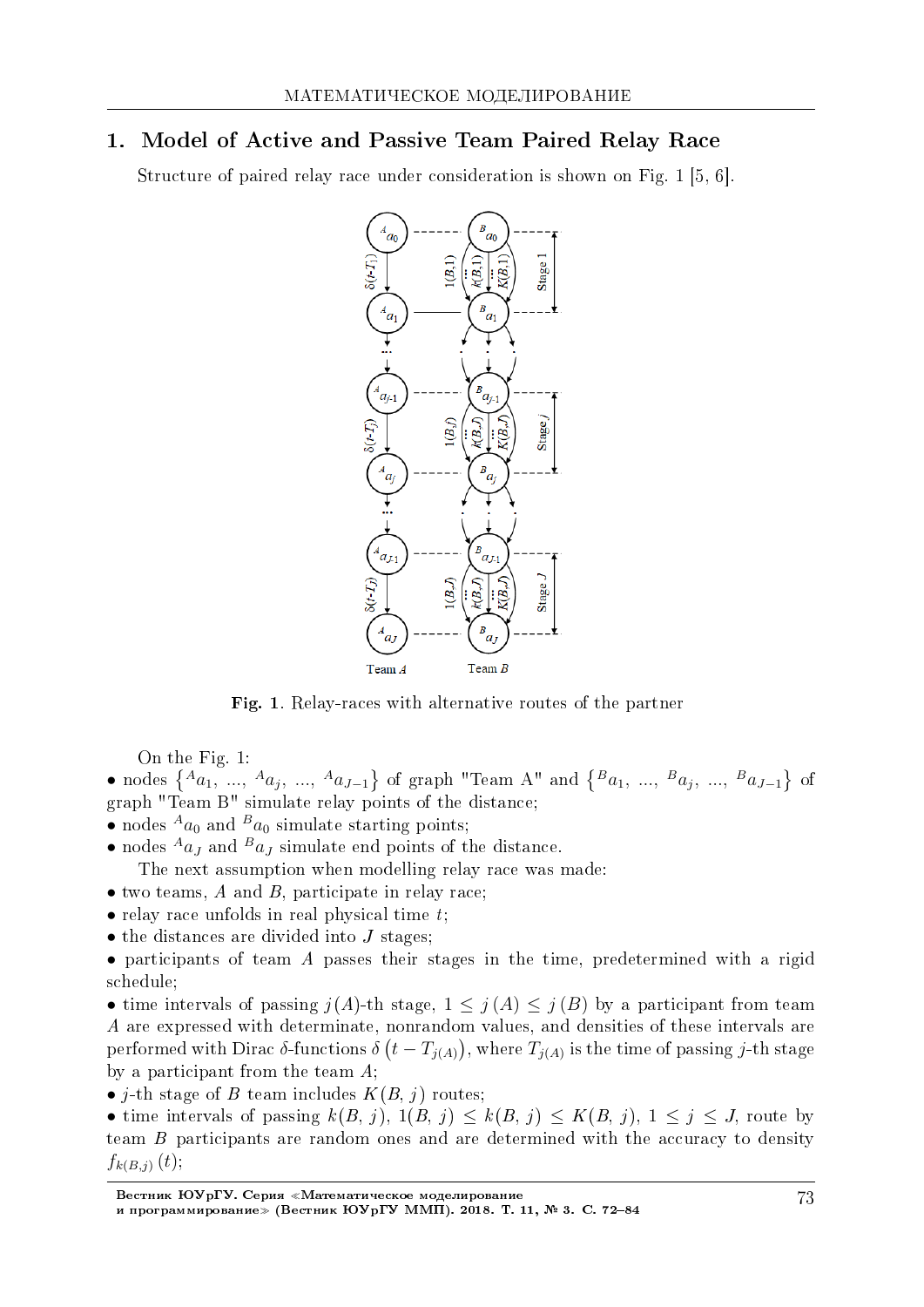## 1. Model of Active and Passive Team Paired Relay Race

Structure of paired relay race under consideration is shown on Fig. 1 [5, 6].

**Fig. 1**. Relay-races with alternative routes of the partner

On the Fig. 1:

- nodes $\left\{{}^{A}a_1, ..., {}^{A}a_j, ..., {}^{A}a_{J-1}\right\}$ of graph "Team A" and $\left\{{}^{B}a_1, ..., {}^{B}a_j, ..., {}^{B}a_{J-1}\right\}$ of graph "Team B" simulate relay points of the distance;
- nodes ${}^{A}a_0$ and ${}^{B}a_0$ simulate starting points;
- nodes ${}^{A}a_J$ and ${}^{B}a_J$ simulate end points of the distance.

The next assumption when modelling relay race was made:

- two teams, $A$ and $B$, participate in relay race;
- relay race unfolds in real physical time $t$;
- the distances are divided into $J$ stages;
- participants of team $A$ passes their stages in the time, predetermined with a rigid schedule;
- time intervals of passing $j(A)$-th stage, $1 \leq j(A) \leq j(B)$ by a participant from team $A$ are expressed with determinate, nonrandom values, and densities of these intervals are performed with Dirac $\delta$-functions $\delta\left(t - T_{j(A)}\right)$, where $T_{j(A)}$ is the time of passing $j$-th stage by a participant from the team $A$;
- $j$-th stage of $B$ team includes $K(B, j)$ routes;
- time intervals of passing $k(B, j)$, $1(B, j) \leq k(B, j) \leq K(B, j)$, $1 \leq j \leq J$, route by team $B$ participants are random ones and are determined with the accuracy to density $f_{k(B,j)}(t)$;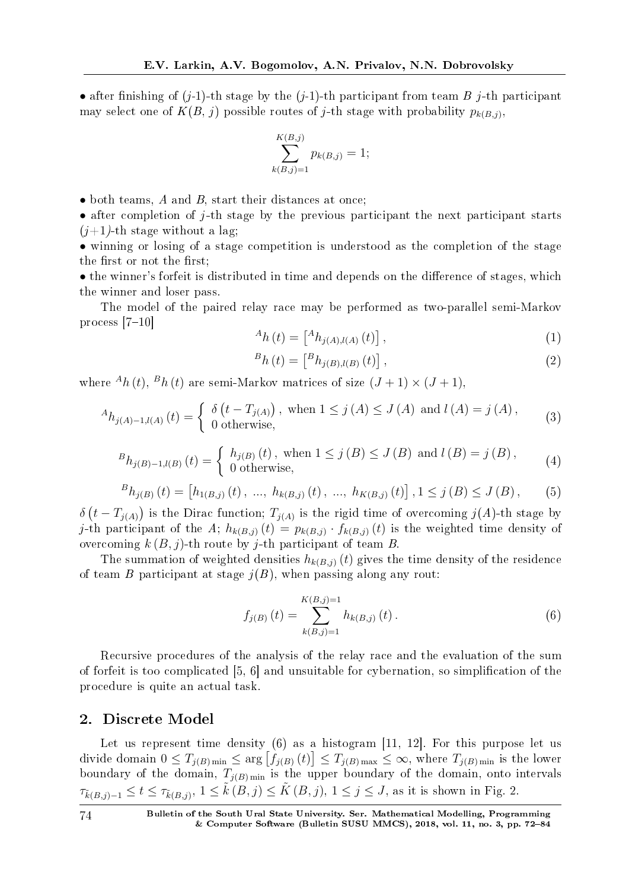• after finishing of ($j$-1)-th stage by the ($j$-1)-th participant from team $B$ $j$-th participant may select one of $K(B, j)$ possible routes of $j$-th stage with probability $p_{k(B,j)}$,

$$\sum_{k(B,j)=1}^{K(B,j)} p_{k(B,j)} = 1;$$

• both teams, $A$ and $B$, start their distances at once;

• after completion of $j$-th stage by the previous participant the next participant starts ($j$+1)-th stage without a lag;

• winning or losing of a stage competition is understood as the completion of the stage the first or not the first;

• the winner's forfeit is distributed in time and depends on the difference of stages, which the winner and loser pass.

The model of the paired relay race may be performed as two-parallel semi-Markov process [7–10]

$$^{A}h(t) = \left[{}^{A}h_{j(A),l(A)}(t)\right], \tag{1}$$

$$^{B}h(t) = \left[{}^{B}h_{j(B),l(B)}(t)\right], \tag{2}$$

where $^{A}h(t)$, $^{B}h(t)$ are semi-Markov matrices of size $(J+1) \times (J+1)$,

$$^{A}h_{j(A)-1,l(A)}(t) = \begin{cases} \delta\left(t - T_{j(A)}\right), \text{ when } 1 \leq j(A) \leq J(A) \text{ and } l(A) = j(A), \\ 0 \text{ otherwise,} \end{cases} \tag{3}$$

$$^{B}h_{j(B)-1,l(B)}(t) = \begin{cases} h_{j(B)}(t), \text{ when } 1 \leq j(B) \leq J(B) \text{ and } l(B) = j(B), \\ 0 \text{ otherwise,} \end{cases} \tag{4}$$

$$^{B}h_{j(B)}(t) = \left[h_{1(B,j)}(t), \ ..., \ h_{k(B,j)}(t), \ ..., \ h_{K(B,j)}(t)\right], 1 \leq j(B) \leq J(B), \tag{5}$$

$\delta\left(t - T_{j(A)}\right)$ is the Dirac function; $T_{j(A)}$ is the rigid time of overcoming $j(A)$-th stage by $j$-th participant of the $A$; $h_{k(B,j)}(t) = p_{k(B,j)} \cdot f_{k(B,j)}(t)$ is the weighted time density of overcoming $k(B,j)$-th route by $j$-th participant of team $B$.

The summation of weighted densities $h_{k(B,j)}(t)$ gives the time density of the residence of team $B$ participant at stage $j(B)$, when passing along any rout:

$$f_{j(B)}(t) = \sum_{k(B,j)=1}^{K(B,j)=1} h_{k(B,j)}(t). \tag{6}$$

Recursive procedures of the analysis of the relay race and the evaluation of the sum of forfeit is too complicated [5, 6] and unsuitable for cybernation, so simplification of the procedure is quite an actual task.

## 2. Discrete Model

Let us represent time density (6) as a histogram [11, 12]. For this purpose let us divide domain $0 \leq T_{j(B)\min} \leq \arg\left[f_{j(B)}(t)\right] \leq T_{j(B)\max} \leq \infty$, where $T_{j(B)\min}$ is the lower boundary of the domain, $T_{j(B)\min}$ is the upper boundary of the domain, onto intervals $\tau_{\tilde{k}(B,j)-1} \leq t \leq \tau_{\tilde{k}(B,j)}$, $1 \leq \tilde{k}(B,j) \leq \tilde{K}(B,j)$, $1 \leq j \leq J$, as it is shown in Fig. 2.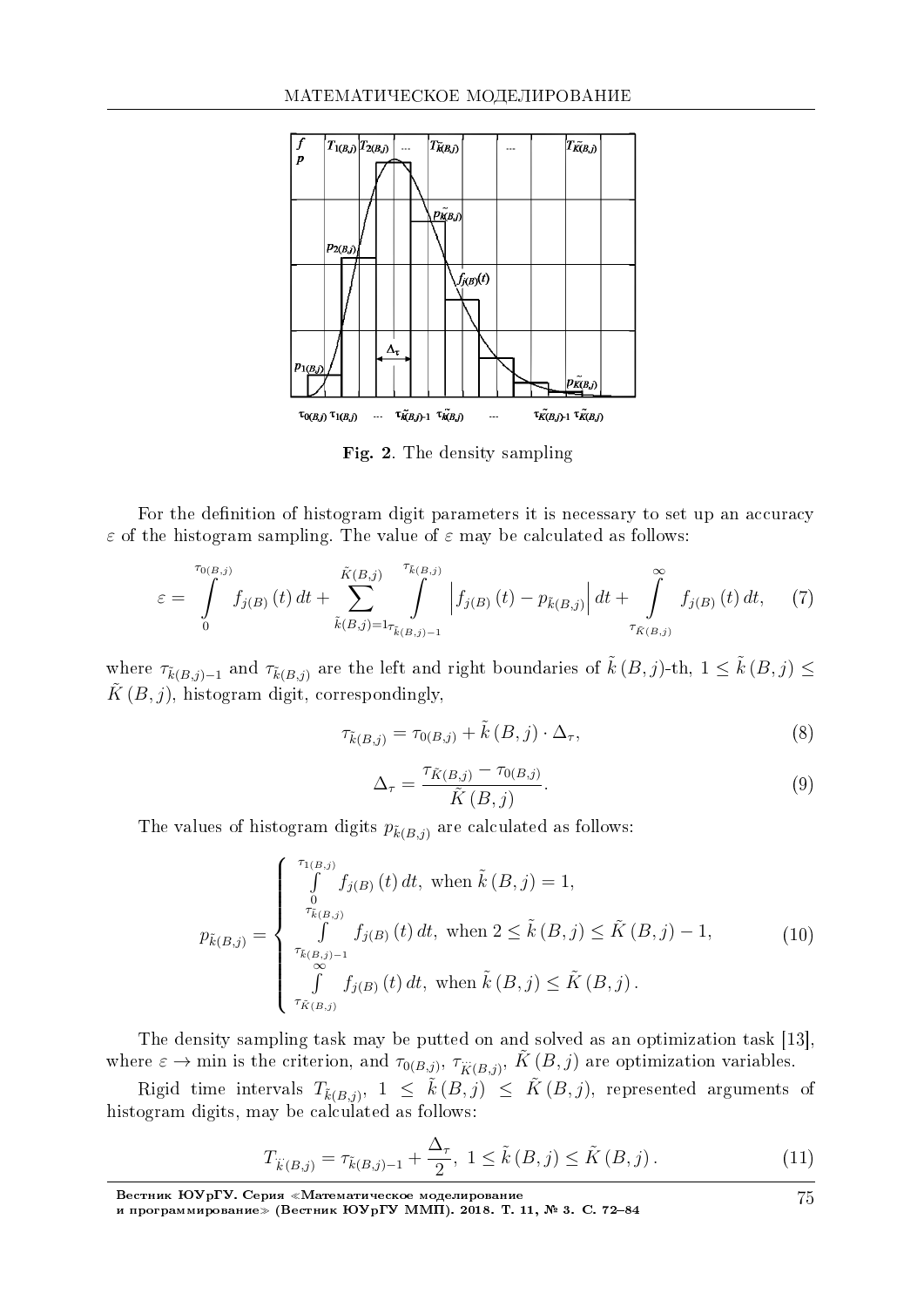Fig. 2. The density sampling

For the definition of histogram digit parameters it is necessary to set up an accuracy $\varepsilon$ of the histogram sampling. The value of $\varepsilon$ may be calculated as follows:

$$\varepsilon = \int\limits_{0}^{\tau_{0(B,j)}} f_{j(B)}(t)\,dt + \sum_{\tilde{k}(B,j)=1}^{\tilde{K}(B,j)} \int\limits_{\tau_{\tilde{k}(B,j)-1}}^{\tau_{\tilde{k}(B,j)}} \left| f_{j(B)}(t) - p_{\tilde{k}(B,j)} \right| dt + \int\limits_{\tau_{\tilde{K}(B,j)}}^{\infty} f_{j(B)}(t)\,dt, \qquad (7)$$

where $\tau_{\tilde{k}(B,j)-1}$ and $\tau_{\tilde{k}(B,j)}$ are the left and right boundaries of $\tilde{k}(B,j)$-th, $1 \leq \tilde{k}(B,j) \leq \tilde{K}(B,j)$, histogram digit, correspondingly,

$$\tau_{\tilde{k}(B,j)} = \tau_{0(B,j)} + \tilde{k}(B,j) \cdot \Delta_{\tau}, \qquad (8)$$

$$\Delta_{\tau} = \frac{\tau_{\tilde{K}(B,j)} - \tau_{0(B,j)}}{\tilde{K}(B,j)}. \qquad (9)$$

The values of histogram digits $p_{\tilde{k}(B,j)}$ are calculated as follows:

$$p_{\tilde{k}(B,j)} = \begin{cases} \int\limits_{0}^{\tau_{1(B,j)}} f_{j(B)}(t)\,dt, \text{ when } \tilde{k}(B,j) = 1, \\ \int\limits_{\tau_{\tilde{k}(B,j)-1}}^{\tau_{\tilde{k}(B,j)}} f_{j(B)}(t)\,dt, \text{ when } 2 \leq \tilde{k}(B,j) \leq \tilde{K}(B,j) - 1, \\ \int\limits_{\tau_{\tilde{K}(B,j)}}^{\infty} f_{j(B)}(t)\,dt, \text{ when } \tilde{k}(B,j) \leq \tilde{K}(B,j). \end{cases} \qquad (10)$$

The density sampling task may be putted on and solved as an optimization task [13], where $\varepsilon \to \min$ is the criterion, and $\tau_{0(B,j)}$, $\tau_{\ddot{K}(B,j)}$, $\tilde{K}(B,j)$ are optimization variables.

Rigid time intervals $T_{\tilde{k}(B,j)}$, $1 \leq \tilde{k}(B,j) \leq \tilde{K}(B,j)$, represented arguments of histogram digits, may be calculated as follows:

$$T_{\ddot{k}(B,j)} = \tau_{\tilde{k}(B,j)-1} + \frac{\Delta_{\tau}}{2}, \; 1 \leq \tilde{k}(B,j) \leq \tilde{K}(B,j). \qquad (11)$$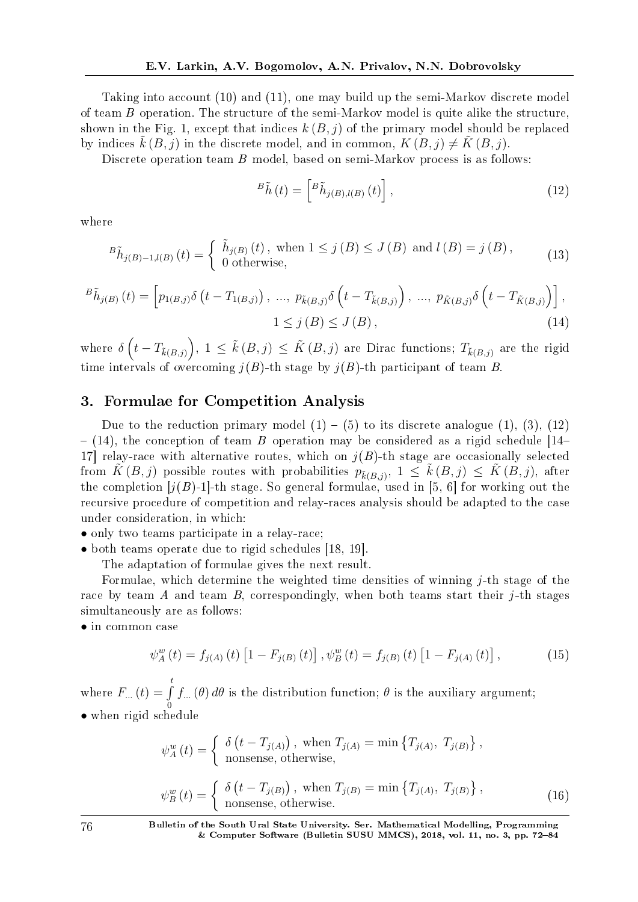Taking into account (10) and (11), one may build up the semi-Markov discrete model of team $B$ operation. The structure of the semi-Markov model is quite alike the structure, shown in the Fig. 1, except that indices $k(B,j)$ of the primary model should be replaced by indices $\tilde{k}(B,j)$ in the discrete model, and in common, $K(B,j) \neq \tilde{K}(B,j)$.

Discrete operation team $B$ model, based on semi-Markov process is as follows:

$$ {}^{B}\tilde{h}(t) = \left[ {}^{B}\tilde{h}_{j(B),l(B)}(t) \right], \tag{12} $$

where

$$ {}^{B}\tilde{h}_{j(B)-1,l(B)}(t) = \begin{cases} \tilde{h}_{j(B)}(t), \text{ when } 1 \leq j(B) \leq J(B) \text{ and } l(B) = j(B), \\ 0 \text{ otherwise,} \end{cases} \tag{13} $$

$$ {}^{B}\tilde{h}_{j(B)}(t) = \left[ p_{1(B,j)}\delta\left(t - T_{1(B,j)}\right), \ ..., \ p_{\tilde{k}(B,j)}\delta\left(t - T_{\tilde{k}(B,j)}\right), \ ..., \ p_{\tilde{K}(B,j)}\delta\left(t - T_{\tilde{K}(B,j)}\right) \right], $$
$$ 1 \leq j(B) \leq J(B), \tag{14} $$

where $\delta\left(t - T_{\tilde{k}(B,j)}\right)$, $1 \leq \tilde{k}(B,j) \leq \tilde{K}(B,j)$ are Dirac functions; $T_{\tilde{k}(B,j)}$ are the rigid time intervals of overcoming $j(B)$-th stage by $j(B)$-th participant of team $B$.

## 3. Formulae for Competition Analysis

Due to the reduction primary model (1) – (5) to its discrete analogue (1), (3), (12) – (14), the conception of team $B$ operation may be considered as a rigid schedule [14–17] relay-race with alternative routes, which on $j(B)$-th stage are occasionally selected from $\tilde{K}(B,j)$ possible routes with probabilities $p_{\tilde{k}(B,j)}$, $1 \leq \tilde{k}(B,j) \leq \tilde{K}(B,j)$, after the completion $[j(B)$-1]-th stage. So general formulae, used in [5, 6] for working out the recursive procedure of competition and relay-races analysis should be adapted to the case under consideration, in which:

- only two teams participate in a relay-race;
- both teams operate due to rigid schedules [18, 19].

The adaptation of formulae gives the next result.

Formulae, which determine the weighted time densities of winning $j$-th stage of the race by team $A$ and team $B$, correspondingly, when both teams start their $j$-th stages simultaneously are as follows:

- in common case

$$ \psi_A^w(t) = f_{j(A)}(t)\left[1 - F_{j(B)}(t)\right], \psi_B^w(t) = f_{j(B)}(t)\left[1 - F_{j(A)}(t)\right], \tag{15} $$

where $F_{...}(t) = \int\limits_0^t f_{...}(\theta)\,d\theta$ is the distribution function; $\theta$ is the auxiliary argument;

- when rigid schedule

$$ \psi_A^w(t) = \begin{cases} \delta\left(t - T_{j(A)}\right), \text{ when } T_{j(A)} = \min\left\{T_{j(A)}, \ T_{j(B)}\right\}, \\ \text{nonsense, otherwise,} \end{cases} $$

$$ \psi_B^w(t) = \begin{cases} \delta\left(t - T_{j(B)}\right), \text{ when } T_{j(B)} = \min\left\{T_{j(A)}, \ T_{j(B)}\right\}, \\ \text{nonsense, otherwise.} \end{cases} \tag{16} $$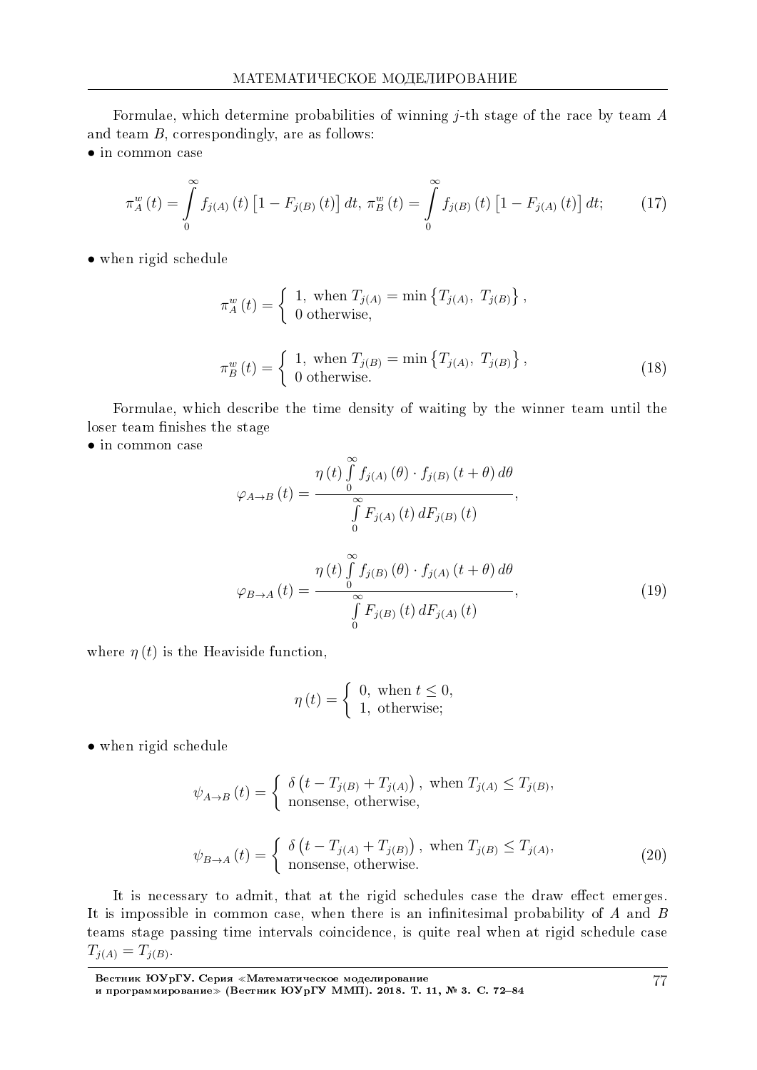Formulae, which determine probabilities of winning $j$-th stage of the race by team $A$ and team $B$, correspondingly, are as follows:

• in common case

$$\pi_A^w(t) = \int_0^\infty f_{j(A)}(t)\left[1 - F_{j(B)}(t)\right] dt,\ \pi_B^w(t) = \int_0^\infty f_{j(B)}(t)\left[1 - F_{j(A)}(t)\right] dt; \tag{17}$$

• when rigid schedule

$$\pi_A^w(t) = \begin{cases} 1, \text{ when } T_{j(A)} = \min\left\{T_{j(A)},\ T_{j(B)}\right\}, \\ 0 \text{ otherwise,} \end{cases}$$

$$\pi_B^w(t) = \begin{cases} 1, \text{ when } T_{j(B)} = \min\left\{T_{j(A)},\ T_{j(B)}\right\}, \\ 0 \text{ otherwise.} \end{cases} \tag{18}$$

Formulae, which describe the time density of waiting by the winner team until the loser team finishes the stage

• in common case

$$\varphi_{A\to B}(t) = \frac{\eta(t)\int_0^\infty f_{j(A)}(\theta)\cdot f_{j(B)}(t+\theta)\,d\theta}{\int_0^\infty F_{j(A)}(t)\,dF_{j(B)}(t)},$$

$$\varphi_{B\to A}(t) = \frac{\eta(t)\int_0^\infty f_{j(B)}(\theta)\cdot f_{j(A)}(t+\theta)\,d\theta}{\int_0^\infty F_{j(B)}(t)\,dF_{j(A)}(t)}, \tag{19}$$

where $\eta(t)$ is the Heaviside function,

$$\eta(t) = \begin{cases} 0, \text{ when } t \le 0, \\ 1, \text{ otherwise;} \end{cases}$$

• when rigid schedule

$$\psi_{A\to B}(t) = \begin{cases} \delta\left(t - T_{j(B)} + T_{j(A)}\right), \text{ when } T_{j(A)} \le T_{j(B)}, \\ \text{nonsense, otherwise,} \end{cases}$$

$$\psi_{B\to A}(t) = \begin{cases} \delta\left(t - T_{j(A)} + T_{j(B)}\right), \text{ when } T_{j(B)} \le T_{j(A)}, \\ \text{nonsense, otherwise.} \end{cases} \tag{20}$$

It is necessary to admit, that at the rigid schedules case the draw effect emerges. It is impossible in common case, when there is an infinitesimal probability of $A$ and $B$ teams stage passing time intervals coincidence, is quite real when at rigid schedule case $T_{j(A)} = T_{j(B)}$.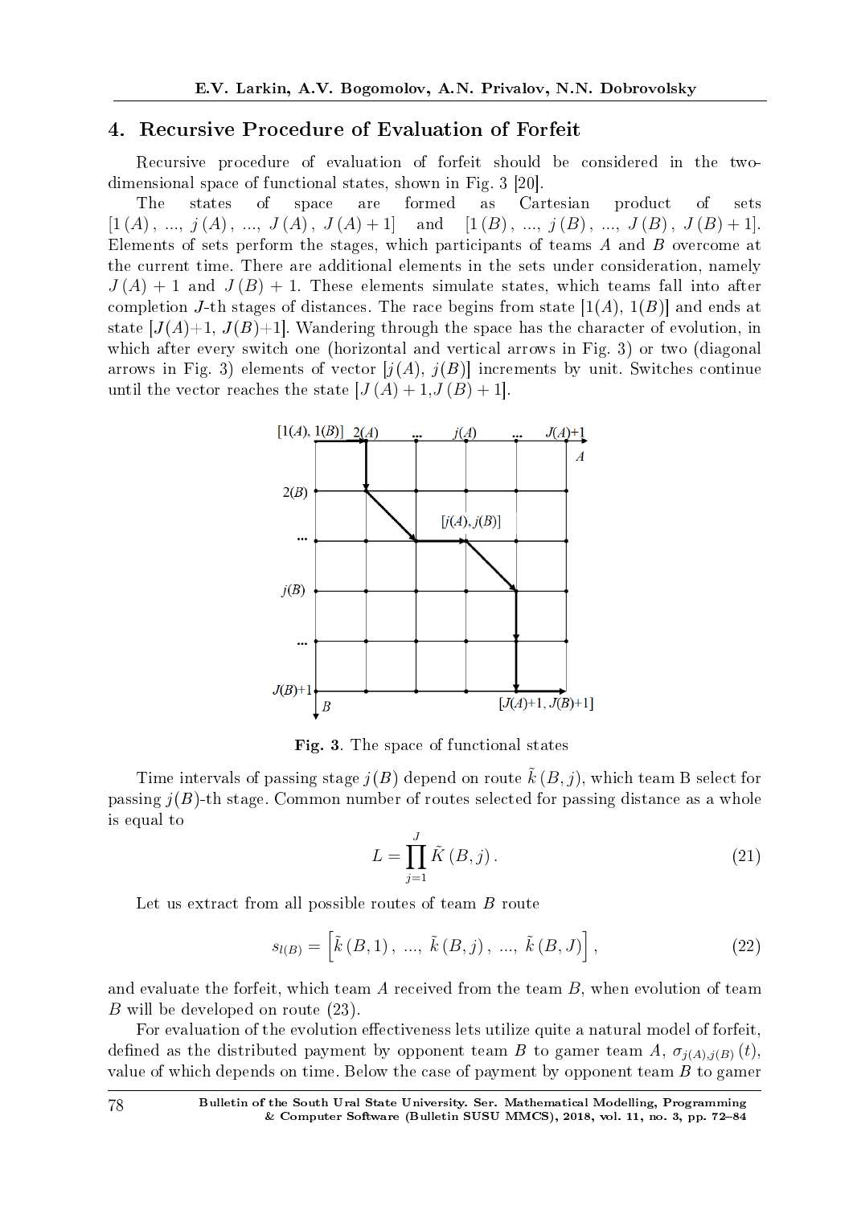## 4. Recursive Procedure of Evaluation of Forfeit

Recursive procedure of evaluation of forfeit should be considered in the two-dimensional space of functional states, shown in Fig. 3 [20].

The states of space are formed as Cartesian product of sets $[1(A), ..., j(A), ..., J(A), J(A)+1]$ and $[1(B), ..., j(B), ..., J(B), J(B)+1]$. Elements of sets perform the stages, which participants of teams $A$ and $B$ overcome at the current time. There are additional elements in the sets under consideration, namely $J(A)+1$ and $J(B)+1$. These elements simulate states, which teams fall into after completion $J$-th stages of distances. The race begins from state $[1(A), 1(B)]$ and ends at state $[J(A)+1, J(B)+1]$. Wandering through the space has the character of evolution, in which after every switch one (horizontal and vertical arrows in Fig. 3) or two (diagonal arrows in Fig. 3) elements of vector $[j(A), j(B)]$ increments by unit. Switches continue until the vector reaches the state $[J(A)+1, J(B)+1]$.

**Fig. 3**. The space of functional states

Time intervals of passing stage $j(B)$ depend on route $\tilde{k}(B, j)$, which team B select for passing $j(B)$-th stage. Common number of routes selected for passing distance as a whole is equal to

$$L = \prod_{j=1}^{J} \tilde{K}(B, j). \tag{21}$$

Let us extract from all possible routes of team $B$ route

$$s_{l(B)} = \left[\tilde{k}(B, 1), ..., \tilde{k}(B, j), ..., \tilde{k}(B, J)\right], \tag{22}$$

and evaluate the forfeit, which team $A$ received from the team $B$, when evolution of team $B$ will be developed on route (23).

For evaluation of the evolution effectiveness lets utilize quite a natural model of forfeit, defined as the distributed payment by opponent team $B$ to gamer team $A$, $\sigma_{j(A),j(B)}(t)$, value of which depends on time. Below the case of payment by opponent team $B$ to gamer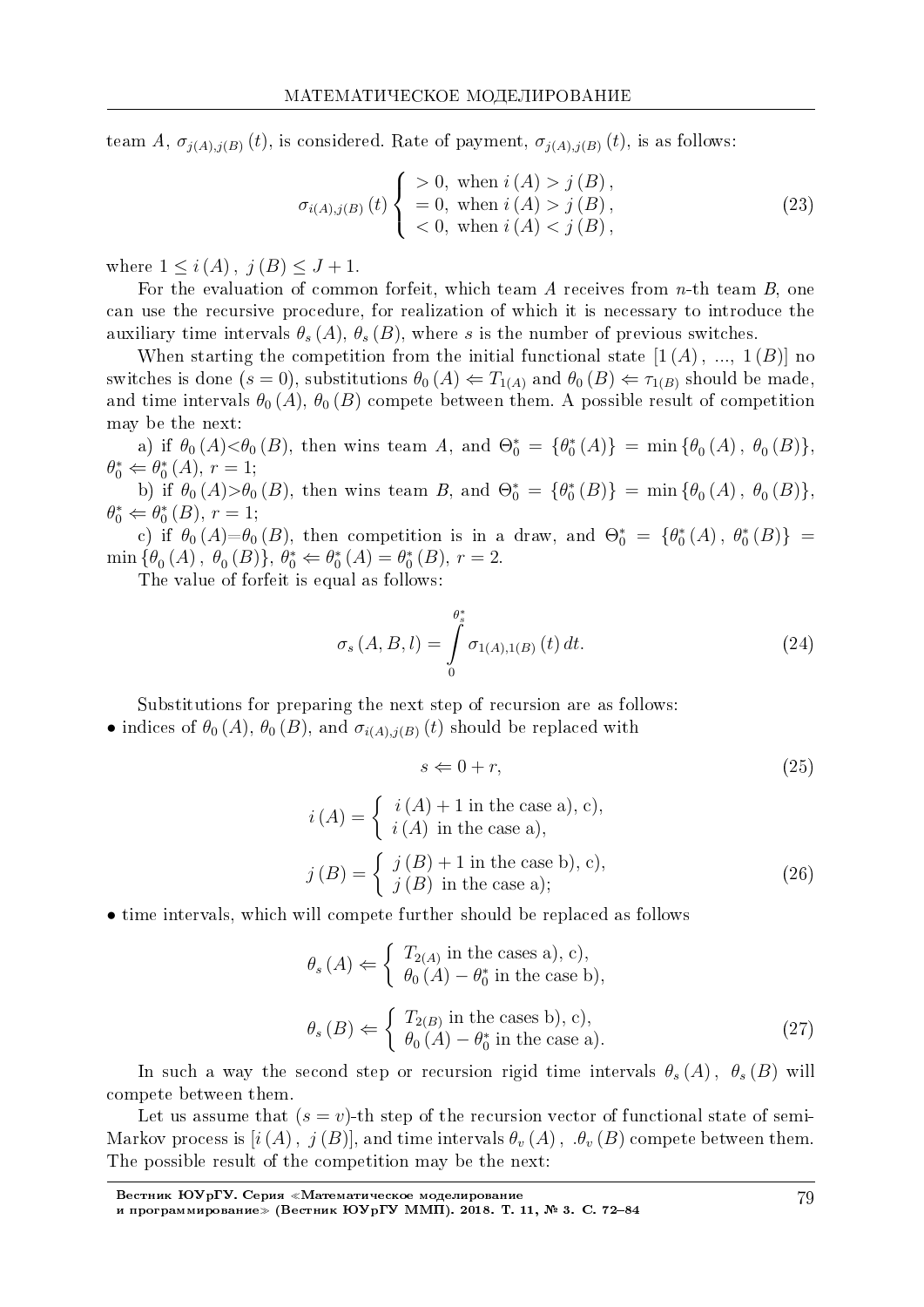team $A$, $\sigma_{j(A),j(B)}(t)$, is considered. Rate of payment, $\sigma_{j(A),j(B)}(t)$, is as follows:

$$\sigma_{i(A),j(B)}(t) \left\{ \begin{array}{l} > 0, \text{ when } i(A) > j(B), \\ = 0, \text{ when } i(A) > j(B), \\ < 0, \text{ when } i(A) < j(B), \end{array} \right. \tag{23}$$

where $1 \leq i(A),\ j(B) \leq J+1$.

For the evaluation of common forfeit, which team $A$ receives from $n$-th team $B$, one can use the recursive procedure, for realization of which it is necessary to introduce the auxiliary time intervals $\theta_s(A)$, $\theta_s(B)$, where $s$ is the number of previous switches.

When starting the competition from the initial functional state $[1(A),\ ...,\ 1(B)]$ no switches is done ($s=0$), substitutions $\theta_0(A) \Leftarrow T_{1(A)}$ and $\theta_0(B) \Leftarrow \tau_{1(B)}$ should be made, and time intervals $\theta_0(A)$, $\theta_0(B)$ compete between them. A possible result of competition may be the next:

a) if $\theta_0(A) < \theta_0(B)$, then wins team $A$, and $\Theta_0^* = \{\theta_0^*(A)\} = \min\{\theta_0(A),\ \theta_0(B)\}$, $\theta_0^* \Leftarrow \theta_0^*(A)$, $r=1$;

b) if $\theta_0(A) > \theta_0(B)$, then wins team $B$, and $\Theta_0^* = \{\theta_0^*(B)\} = \min\{\theta_0(A),\ \theta_0(B)\}$, $\theta_0^* \Leftarrow \theta_0^*(B)$, $r=1$;

c) if $\theta_0(A) = \theta_0(B)$, then competition is in a draw, and $\Theta_0^* = \{\theta_0^*(A),\ \theta_0^*(B)\} = \min\{\theta_0(A),\ \theta_0(B)\}$, $\theta_0^* \Leftarrow \theta_0^*(A) = \theta_0^*(B)$, $r=2$.

The value of forfeit is equal as follows:

$$\sigma_s(A,B,l) = \int\limits_0^{\theta_s^*} \sigma_{1(A),1(B)}(t)\,dt. \tag{24}$$

Substitutions for preparing the next step of recursion are as follows:

• indices of $\theta_0(A)$, $\theta_0(B)$, and $\sigma_{i(A),j(B)}(t)$ should be replaced with

$$s \Leftarrow 0 + r, \tag{25}$$

$$i(A) = \left\{ \begin{array}{l} i(A) + 1 \text{ in the case a), c),} \\ i(A) \text{ in the case a),} \end{array} \right.$$

$$j(B) = \left\{ \begin{array}{l} j(B) + 1 \text{ in the case b), c),} \\ j(B) \text{ in the case a);} \end{array} \right. \tag{26}$$

• time intervals, which will compete further should be replaced as follows

$$\theta_s(A) \Leftarrow \left\{ \begin{array}{l} T_{2(A)} \text{ in the cases a), c),} \\ \theta_0(A) - \theta_0^* \text{ in the case b),} \end{array} \right.$$

$$\theta_s(B) \Leftarrow \left\{ \begin{array}{l} T_{2(B)} \text{ in the cases b), c),} \\ \theta_0(A) - \theta_0^* \text{ in the case a).} \end{array} \right. \tag{27}$$

In such a way the second step or recursion rigid time intervals $\theta_s(A)$, $\theta_s(B)$ will compete between them.

Let us assume that $(s=v)$-th step of the recursion vector of functional state of semi-Markov process is $[i(A),\ j(B)]$, and time intervals $\theta_v(A)$, $.\theta_v(B)$ compete between them. The possible result of the competition may be the next: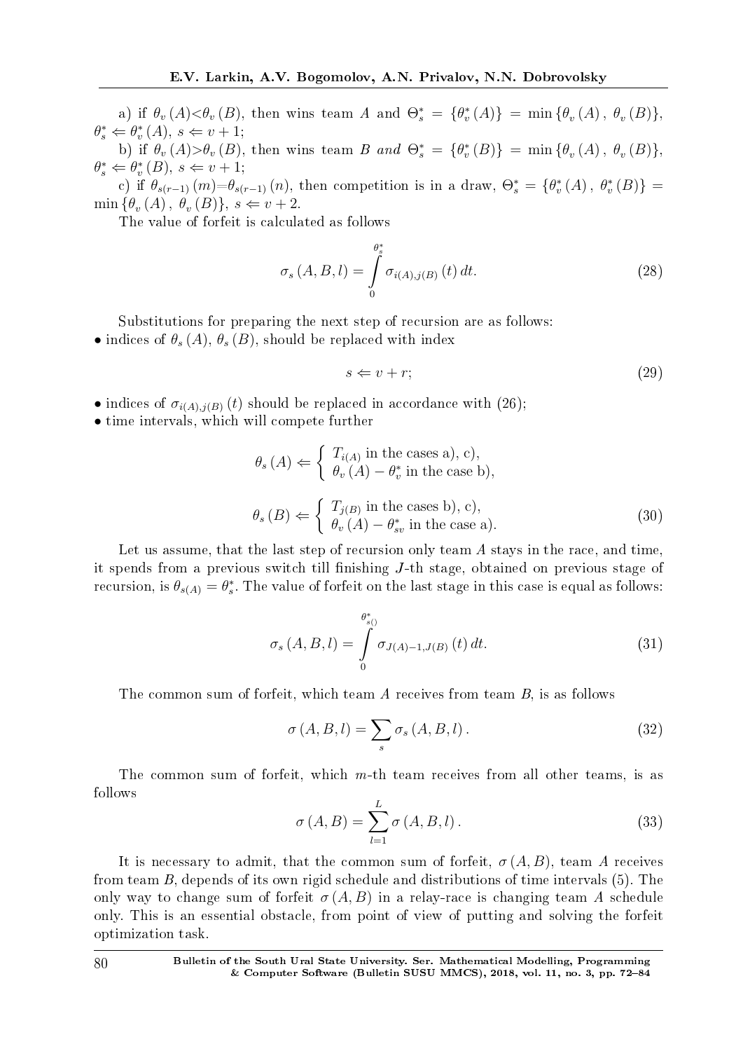a) if $\theta_v(A) < \theta_v(B)$, then wins team $A$ and $\Theta_s^* = \{\theta_v^*(A)\} = \min\{\theta_v(A),\ \theta_v(B)\}$, $\theta_s^* \Leftarrow \theta_v^*(A)$, $s \Leftarrow v+1$;

b) if $\theta_v(A) > \theta_v(B)$, then wins team $B$ *and* $\Theta_s^* = \{\theta_v^*(B)\} = \min\{\theta_v(A),\ \theta_v(B)\}$, $\theta_s^* \Leftarrow \theta_v^*(B)$, $s \Leftarrow v+1$;

c) if $\theta_{s(r-1)}(m) = \theta_{s(r-1)}(n)$, then competition is in a draw, $\Theta_s^* = \{\theta_v^*(A),\ \theta_v^*(B)\} = \min\{\theta_v(A),\ \theta_v(B)\}$, $s \Leftarrow v+2$.

The value of forfeit is calculated as follows

$$\sigma_s(A, B, l) = \int_0^{\theta_s^*} \sigma_{i(A), j(B)}(t)\, dt. \tag{28}$$

Substitutions for preparing the next step of recursion are as follows:

• indices of $\theta_s(A)$, $\theta_s(B)$, should be replaced with index

$$s \Leftarrow v + r; \tag{29}$$

• indices of $\sigma_{i(A), j(B)}(t)$ should be replaced in accordance with (26);

• time intervals, which will compete further

$$\theta_s(A) \Leftarrow \begin{cases} T_{i(A)} \text{ in the cases a), c)}, \\ \theta_v(A) - \theta_v^* \text{ in the case b)}, \end{cases}$$

$$\theta_s(B) \Leftarrow \begin{cases} T_{j(B)} \text{ in the cases b), c)}, \\ \theta_v(A) - \theta_{sv}^* \text{ in the case a)}. \end{cases} \tag{30}$$

Let us assume, that the last step of recursion only team $A$ stays in the race, and time, it spends from a previous switch till finishing $J$-th stage, obtained on previous stage of recursion, is $\theta_{s(A)} = \theta_s^*$. The value of forfeit on the last stage in this case is equal as follows:

$$\sigma_s(A, B, l) = \int_0^{\theta_{s()}^*} \sigma_{J(A)-1, J(B)}(t)\, dt. \tag{31}$$

The common sum of forfeit, which team $A$ receives from team $B$, is as follows

$$\sigma(A, B, l) = \sum_s \sigma_s(A, B, l). \tag{32}$$

The common sum of forfeit, which $m$-th team receives from all other teams, is as follows

$$\sigma(A, B) = \sum_{l=1}^{L} \sigma(A, B, l). \tag{33}$$

It is necessary to admit, that the common sum of forfeit, $\sigma(A, B)$, team $A$ receives from team $B$, depends of its own rigid schedule and distributions of time intervals (5). The only way to change sum of forfeit $\sigma(A, B)$ in a relay-race is changing team $A$ schedule only. This is an essential obstacle, from point of view of putting and solving the forfeit optimization task.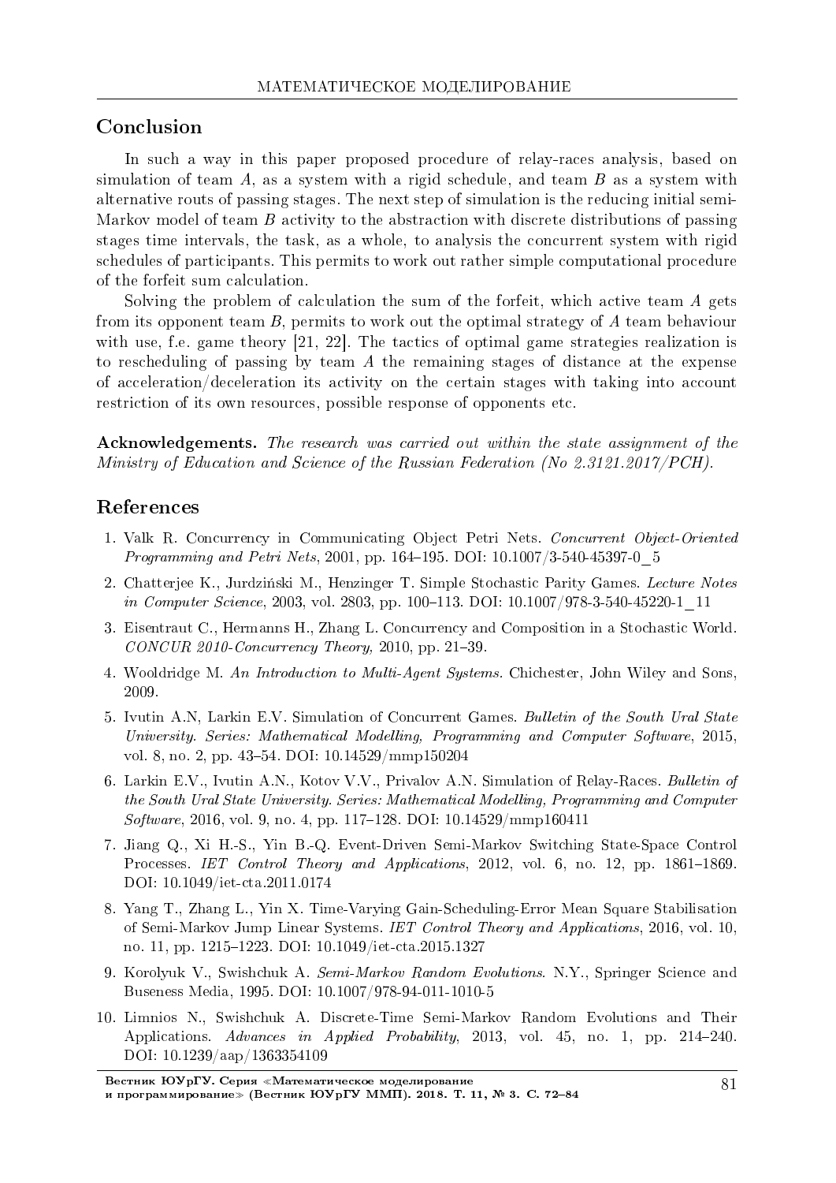## Conclusion

In such a way in this paper proposed procedure of relay-races analysis, based on simulation of team $A$, as a system with a rigid schedule, and team $B$ as a system with alternative routs of passing stages. The next step of simulation is the reducing initial semi-Markov model of team $B$ activity to the abstraction with discrete distributions of passing stages time intervals, the task, as a whole, to analysis the concurrent system with rigid schedules of participants. This permits to work out rather simple computational procedure of the forfeit sum calculation.

Solving the problem of calculation the sum of the forfeit, which active team $A$ gets from its opponent team $B$, permits to work out the optimal strategy of $A$ team behaviour with use, f.e. game theory [21, 22]. The tactics of optimal game strategies realization is to rescheduling of passing by team $A$ the remaining stages of distance at the expense of acceleration/deceleration its activity on the certain stages with taking into account restriction of its own resources, possible response of opponents etc.

**Acknowledgements.** *The research was carried out within the state assignment of the Ministry of Education and Science of the Russian Federation (No 2.3121.2017/PCH).*

## References

1. Valk R. Concurrency in Communicating Object Petri Nets. *Concurrent Object-Oriented Programming and Petri Nets*, 2001, pp. 164–195. DOI: 10.1007/3-540-45397-0_5
2. Chatterjee K., Jurdziński M., Henzinger T. Simple Stochastic Parity Games. *Lecture Notes in Computer Science*, 2003, vol. 2803, pp. 100–113. DOI: 10.1007/978-3-540-45220-1_11
3. Eisentraut C., Hermanns H., Zhang L. Concurrency and Composition in a Stochastic World. *CONCUR 2010-Concurrency Theory,* 2010, pp. 21–39.
4. Wooldridge M. *An Introduction to Multi-Agent Systems*. Chichester, John Wiley and Sons, 2009.
5. Ivutin A.N, Larkin E.V. Simulation of Concurrent Games. *Bulletin of the South Ural State University. Series: Mathematical Modelling, Programming and Computer Software*, 2015, vol. 8, no. 2, pp. 43–54. DOI: 10.14529/mmp150204
6. Larkin E.V., Ivutin A.N., Kotov V.V., Privalov A.N. Simulation of Relay-Races. *Bulletin of the South Ural State University. Series: Mathematical Modelling, Programming and Computer Software*, 2016, vol. 9, no. 4, pp. 117–128. DOI: 10.14529/mmp160411
7. Jiang Q., Xi H.-S., Yin B.-Q. Event-Driven Semi-Markov Switching State-Space Control Processes. *IET Control Theory and Applications*, 2012, vol. 6, no. 12, pp. 1861–1869. DOI: 10.1049/iet-cta.2011.0174
8. Yang T., Zhang L., Yin X. Time-Varying Gain-Scheduling-Error Mean Square Stabilisation of Semi-Markov Jump Linear Systems. *IET Control Theory and Applications*, 2016, vol. 10, no. 11, pp. 1215–1223. DOI: 10.1049/iet-cta.2015.1327
9. Korolyuk V., Swishchuk A. *Semi-Markov Random Evolutions*. N.Y., Springer Science and Buseness Media, 1995. DOI: 10.1007/978-94-011-1010-5
10. Limnios N., Swishchuk A. Discrete-Time Semi-Markov Random Evolutions and Their Applications. *Advances in Applied Probability*, 2013, vol. 45, no. 1, pp. 214–240. DOI: 10.1239/aap/1363354109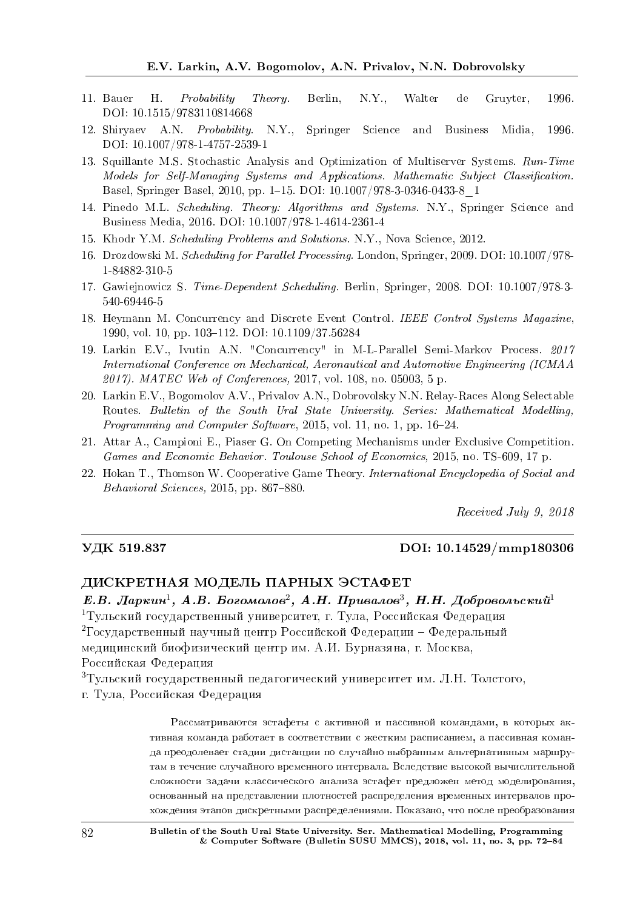11. Bauer H. *Probability Theory.* Berlin, N.Y., Walter de Gruyter, 1996. DOI: 10.1515/9783110814668
12. Shiryaev A.N. *Probability.* N.Y., Springer Science and Business Midia, 1996. DOI: 10.1007/978-1-4757-2539-1
13. Squillante M.S. Stochastic Analysis and Optimization of Multiserver Systems. *Run-Time Models for Self-Managing Systems and Applications. Mathematic Subject Classification.* Basel, Springer Basel, 2010, pp. 1–15. DOI: 10.1007/978-3-0346-0433-8_1
14. Pinedo M.L. *Scheduling. Theory: Algorithms and Systems.* N.Y., Springer Science and Business Media, 2016. DOI: 10.1007/978-1-4614-2361-4
15. Khodr Y.M. *Scheduling Problems and Solutions.* N.Y., Nova Science, 2012.
16. Drozdowski M. *Scheduling for Parallel Processing.* London, Springer, 2009. DOI: 10.1007/978-1-84882-310-5
17. Gawiejnowicz S. *Time-Dependent Scheduling.* Berlin, Springer, 2008. DOI: 10.1007/978-3-540-69446-5
18. Heymann M. Concurrency and Discrete Event Control. *IEEE Control Systems Magazine,* 1990, vol. 10, pp. 103–112. DOI: 10.1109/37.56284
19. Larkin E.V., Ivutin A.N. "Concurrency" in M-L-Parallel Semi-Markov Process. *2017 International Conference on Mechanical, Aeronautical and Automotive Engineering (ICMAA 2017). MATEC Web of Conferences,* 2017, vol. 108, no. 05003, 5 p.
20. Larkin E.V., Bogomolov A.V., Privalov A.N., Dobrovolsky N.N. Relay-Races Along Selectable Routes. *Bulletin of the South Ural State University. Series: Mathematical Modelling, Programming and Computer Software*, 2015, vol. 11, no. 1, pp. 16–24.
21. Attar A., Campioni E., Piaser G. On Competing Mechanisms under Exclusive Competition. *Games and Economic Behavior. Toulouse School of Economics,* 2015, no. TS-609, 17 p.
22. Hokan T., Thomson W. Cooperative Game Theory. *International Encyclopedia of Social and Behavioral Sciences,* 2015, pp. 867–880.

*Received July 9, 2018*

---

**УДК 519.837** **DOI: 10.14529/mmp180306**

## ДИСКРЕТНАЯ МОДЕЛЬ ПАРНЫХ ЭСТАФЕТ

***Е.В. Ларкин[1], А.В. Богомолов[2], А.Н. Привалов[3], Н.Н. Добровольский[1]***

[1]Тульский государственный университет, г. Тула, Российская Федерация
[2]Государственный научный центр Российской Федерации – Федеральный медицинский биофизический центр им. А.И. Бурназяна, г. Москва, Российская Федерация
[3]Тульский государственный педагогический университет им. Л.Н. Толстого, г. Тула, Российская Федерация

Рассматриваются эстафеты с активной и пассивной командами, в которых активная команда работает в соответствии с жестким расписанием, а пассивная команда преодолевает стадии дистанции по случайно выбранным альтернативным маршрутам в течение случайного временного интервала. Вследствие высокой вычислительной сложности задачи классического анализа эстафет предложен метод моделирования, основанный на представлении плотностей распределения временных интервалов прохождения этапов дискретными распределениями. Показано, что после преобразования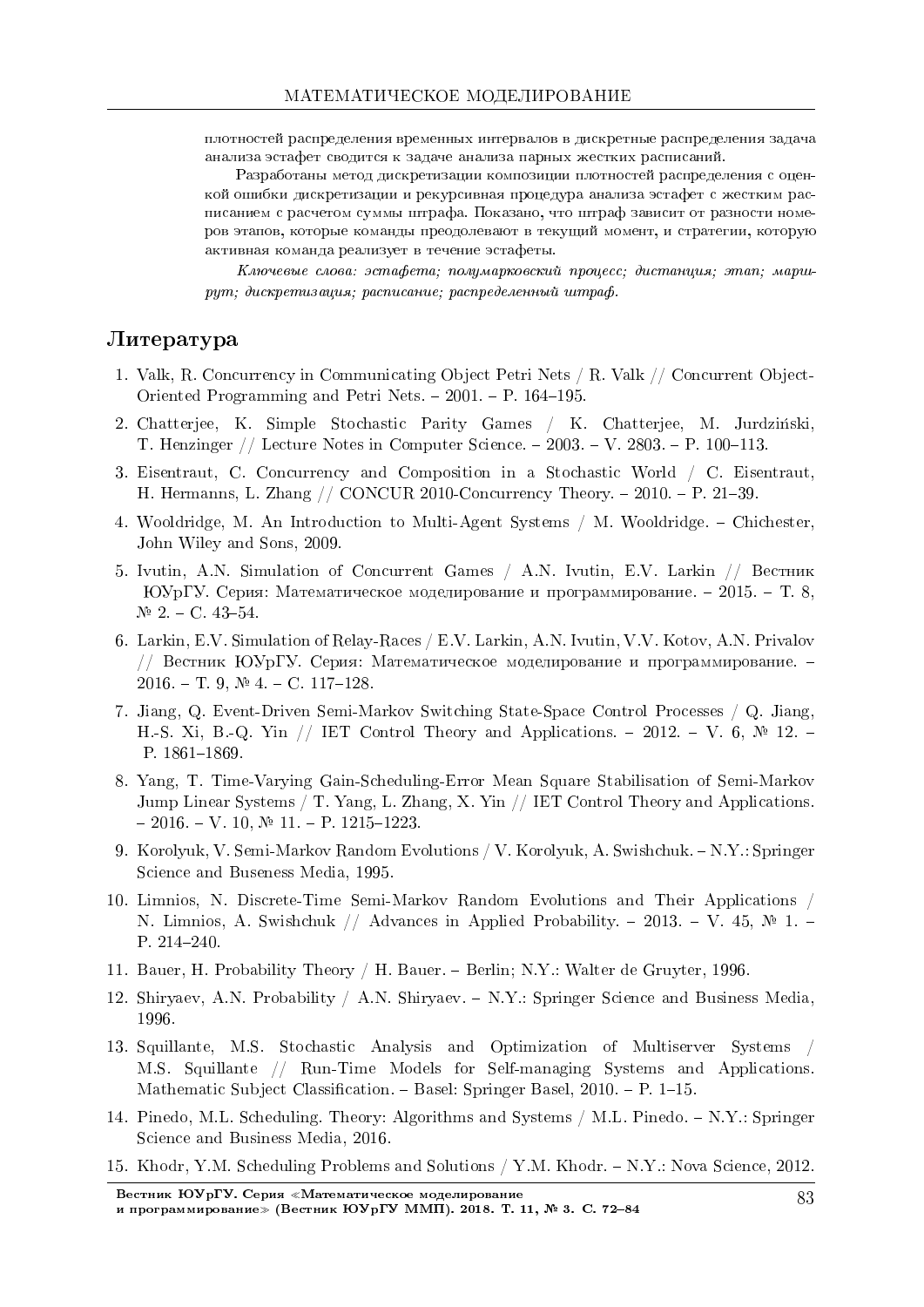плотностей распределения временных интервалов в дискретные распределения задача анализа эстафет сводится к задаче анализа парных жестких расписаний.

Разработаны метод дискретизации композиции плотностей распределения с оценкой ошибки дискретизации и рекурсивная процедура анализа эстафет с жестким расписанием с расчетом суммы штрафа. Показано, что штраф зависит от разности номеров этапов, которые команды преодолевают в текущий момент, и стратегии, которую активная команда реализует в течение эстафеты.

*Ключевые слова: эстафета; полумарковский процесс; дистанция; этап; маршрут; дискретизация; расписание; распределенный штраф.*

## Литература

1. Valk, R. Concurrency in Communicating Object Petri Nets / R. Valk // Concurrent Object-Oriented Programming and Petri Nets. – 2001. – P. 164–195.
2. Chatterjee, K. Simple Stochastic Parity Games / K. Chatterjee, M. Jurdziński, T. Henzinger // Lecture Notes in Computer Science. – 2003. – V. 2803. – P. 100–113.
3. Eisentraut, C. Concurrency and Composition in a Stochastic World / C. Eisentraut, H. Hermanns, L. Zhang // CONCUR 2010-Concurrency Theory. – 2010. – P. 21–39.
4. Wooldridge, M. An Introduction to Multi-Agent Systems / M. Wooldridge. – Chichester, John Wiley and Sons, 2009.
5. Ivutin, A.N. Simulation of Concurrent Games / A.N. Ivutin, E.V. Larkin // Вестник ЮУрГУ. Серия: Математическое моделирование и программирование. – 2015. – Т. 8, № 2. – С. 43–54.
6. Larkin, E.V. Simulation of Relay-Races / E.V. Larkin, A.N. Ivutin, V.V. Kotov, A.N. Privalov // Вестник ЮУрГУ. Серия: Математическое моделирование и программирование. – 2016. – Т. 9, № 4. – С. 117–128.
7. Jiang, Q. Event-Driven Semi-Markov Switching State-Space Control Processes / Q. Jiang, H.-S. Xi, B.-Q. Yin // IET Control Theory and Applications. – 2012. – V. 6, № 12. – P. 1861–1869.
8. Yang, T. Time-Varying Gain-Scheduling-Error Mean Square Stabilisation of Semi-Markov Jump Linear Systems / T. Yang, L. Zhang, X. Yin // IET Control Theory and Applications. – 2016. – V. 10, № 11. – P. 1215–1223.
9. Korolyuk, V. Semi-Markov Random Evolutions / V. Korolyuk, A. Swishchuk. – N.Y.: Springer Science and Buseness Media, 1995.
10. Limnios, N. Discrete-Time Semi-Markov Random Evolutions and Their Applications / N. Limnios, A. Swishchuk // Advances in Applied Probability. – 2013. – V. 45, № 1. – P. 214–240.
11. Bauer, H. Probability Theory / H. Bauer. – Berlin; N.Y.: Walter de Gruyter, 1996.
12. Shiryaev, A.N. Probability / A.N. Shiryaev. – N.Y.: Springer Science and Business Media, 1996.
13. Squillante, M.S. Stochastic Analysis and Optimization of Multiserver Systems / M.S. Squillante // Run-Time Models for Self-managing Systems and Applications. Mathematic Subject Classification. – Basel: Springer Basel, 2010. – P. 1–15.
14. Pinedo, M.L. Scheduling. Theory: Algorithms and Systems / M.L. Pinedo. – N.Y.: Springer Science and Business Media, 2016.
15. Khodr, Y.M. Scheduling Problems and Solutions / Y.M. Khodr. – N.Y.: Nova Science, 2012.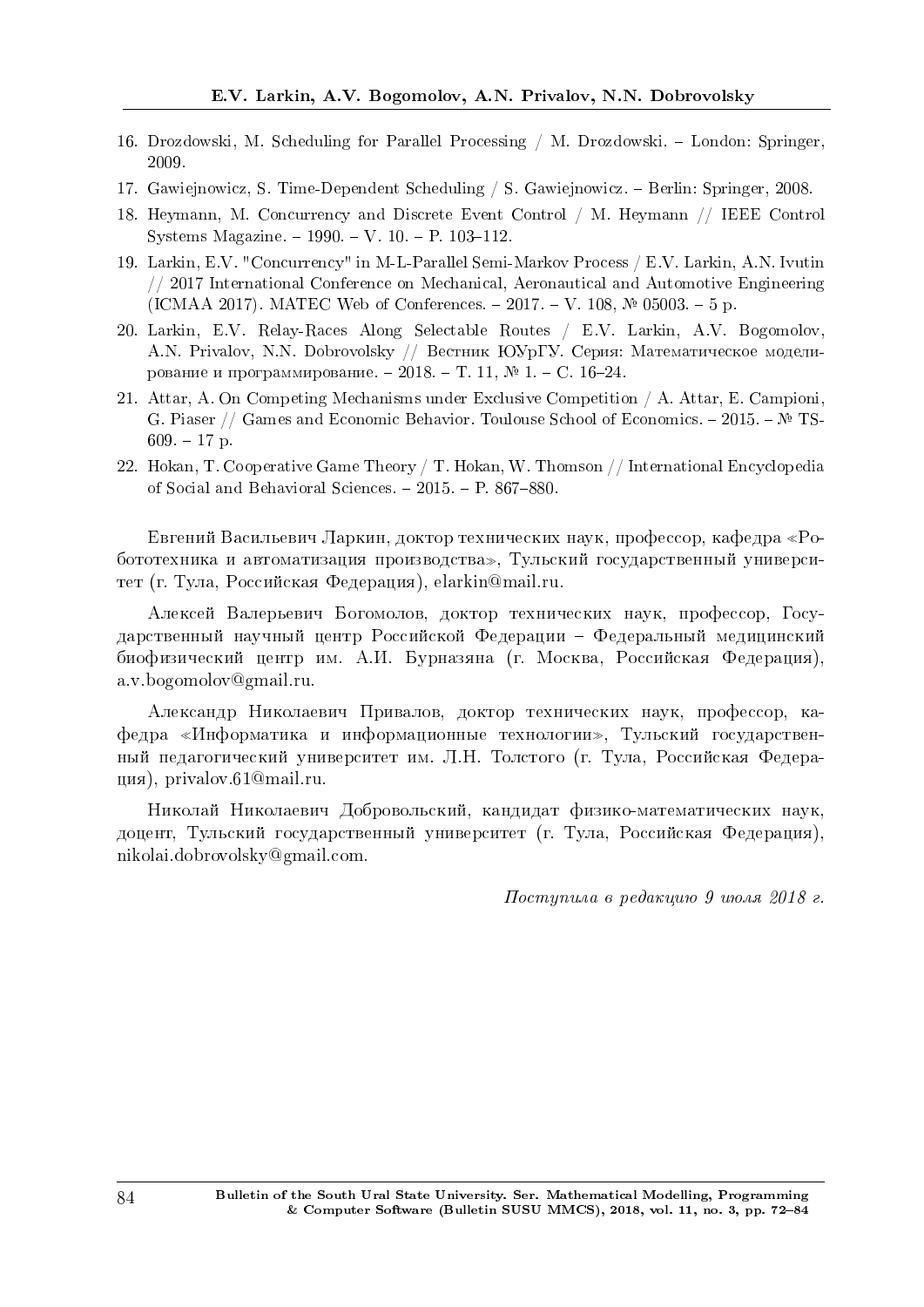16. Drozdowski, M. Scheduling for Parallel Processing / M. Drozdowski. – London: Springer, 2009.
17. Gawiejnowicz, S. Time-Dependent Scheduling / S. Gawiejnowicz. – Berlin: Springer, 2008.
18. Heymann, M. Concurrency and Discrete Event Control / M. Heymann // IEEE Control Systems Magazine. – 1990. – V. 10. – P. 103–112.
19. Larkin, E.V. "Concurrency" in M-L-Parallel Semi-Markov Process / E.V. Larkin, A.N. Ivutin // 2017 International Conference on Mechanical, Aeronautical and Automotive Engineering (ICMAA 2017). MATEC Web of Conferences. – 2017. – V. 108, № 05003. – 5 p.
20. Larkin, E.V. Relay-Races Along Selectable Routes / E.V. Larkin, A.V. Bogomolov, A.N. Privalov, N.N. Dobrovolsky // Вестник ЮУрГУ. Серия: Математическое моделирование и программирование. – 2018. – Т. 11, № 1. – С. 16–24.
21. Attar, A. On Competing Mechanisms under Exclusive Competition / A. Attar, E. Campioni, G. Piaser // Games and Economic Behavior. Toulouse School of Economics. – 2015. – № TS-609. – 17 p.
22. Hokan, T. Cooperative Game Theory / T. Hokan, W. Thomson // International Encyclopedia of Social and Behavioral Sciences. – 2015. – P. 867–880.

Евгений Васильевич Ларкин, доктор технических наук, профессор, кафедра «Робототехника и автоматизация производства», Тульский государственный университет (г. Тула, Российская Федерация), elarkin@mail.ru.

Алексей Валерьевич Богомолов, доктор технических наук, профессор, Государственный научный центр Российской Федерации – Федеральный медицинский биофизический центр им. А.И. Бурназяна (г. Москва, Российская Федерация), a.v.bogomolov@gmail.ru.

Александр Николаевич Привалов, доктор технических наук, профессор, кафедра «Информатика и информационные технологии», Тульский государственный педагогический университет им. Л.Н. Толстого (г. Тула, Российская Федерация), privalov.61@mail.ru.

Николай Николаевич Добровольский, кандидат физико-математических наук, доцент, Тульский государственный университет (г. Тула, Российская Федерация), nikolai.dobrovolsky@gmail.com.

*Поступила в редакцию 9 июля 2018 г.*